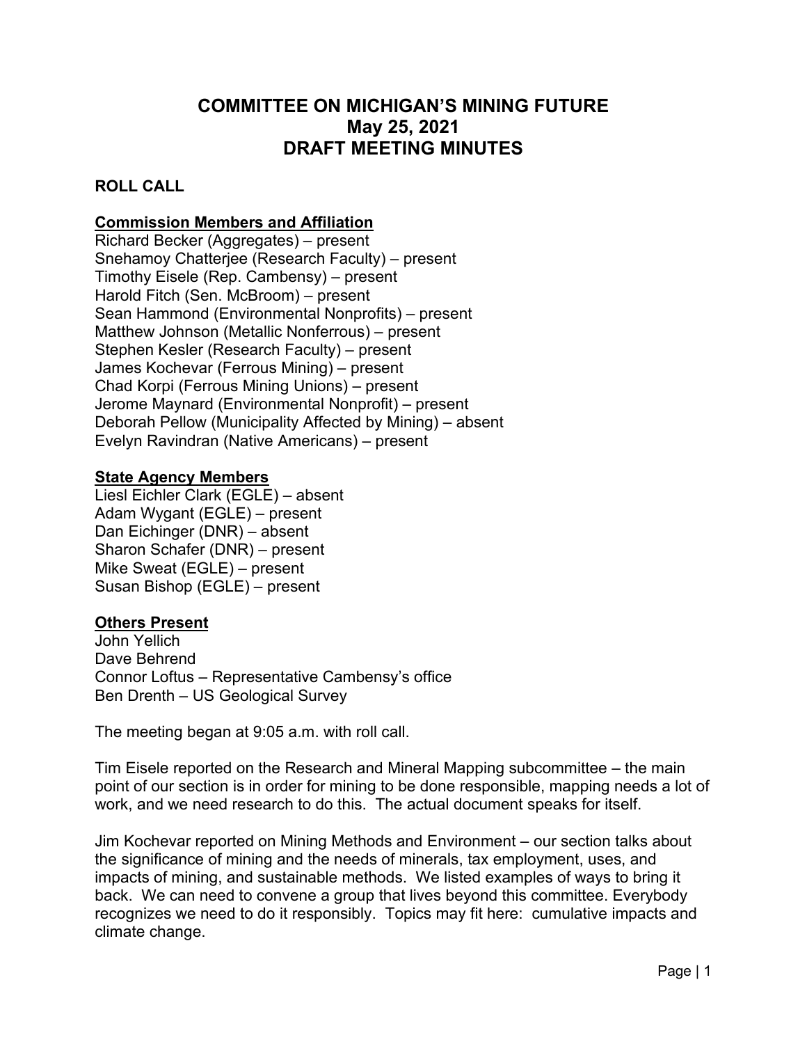# COMMITTEE ON MICHIGAN'S MINING FUTURE
# May 25, 2021
# DRAFT MEETING MINUTES

## ROLL CALL

### Commission Members and Affiliation

Richard Becker (Aggregates) – present
Snehamoy Chatterjee (Research Faculty) – present
Timothy Eisele (Rep. Cambensy) – present
Harold Fitch (Sen. McBroom) – present
Sean Hammond (Environmental Nonprofits) – present
Matthew Johnson (Metallic Nonferrous) – present
Stephen Kesler (Research Faculty) – present
James Kochevar (Ferrous Mining) – present
Chad Korpi (Ferrous Mining Unions) – present
Jerome Maynard (Environmental Nonprofit) – present
Deborah Pellow (Municipality Affected by Mining) – absent
Evelyn Ravindran (Native Americans) – present

### State Agency Members

Liesl Eichler Clark (EGLE) – absent
Adam Wygant (EGLE) – present
Dan Eichinger (DNR) – absent
Sharon Schafer (DNR) – present
Mike Sweat (EGLE) – present
Susan Bishop (EGLE) – present

### Others Present

John Yellich
Dave Behrend
Connor Loftus – Representative Cambensy's office
Ben Drenth – US Geological Survey

The meeting began at 9:05 a.m. with roll call.

Tim Eisele reported on the Research and Mineral Mapping subcommittee – the main point of our section is in order for mining to be done responsible, mapping needs a lot of work, and we need research to do this. The actual document speaks for itself.

Jim Kochevar reported on Mining Methods and Environment – our section talks about the significance of mining and the needs of minerals, tax employment, uses, and impacts of mining, and sustainable methods. We listed examples of ways to bring it back. We can need to convene a group that lives beyond this committee. Everybody recognizes we need to do it responsibly. Topics may fit here: cumulative impacts and climate change.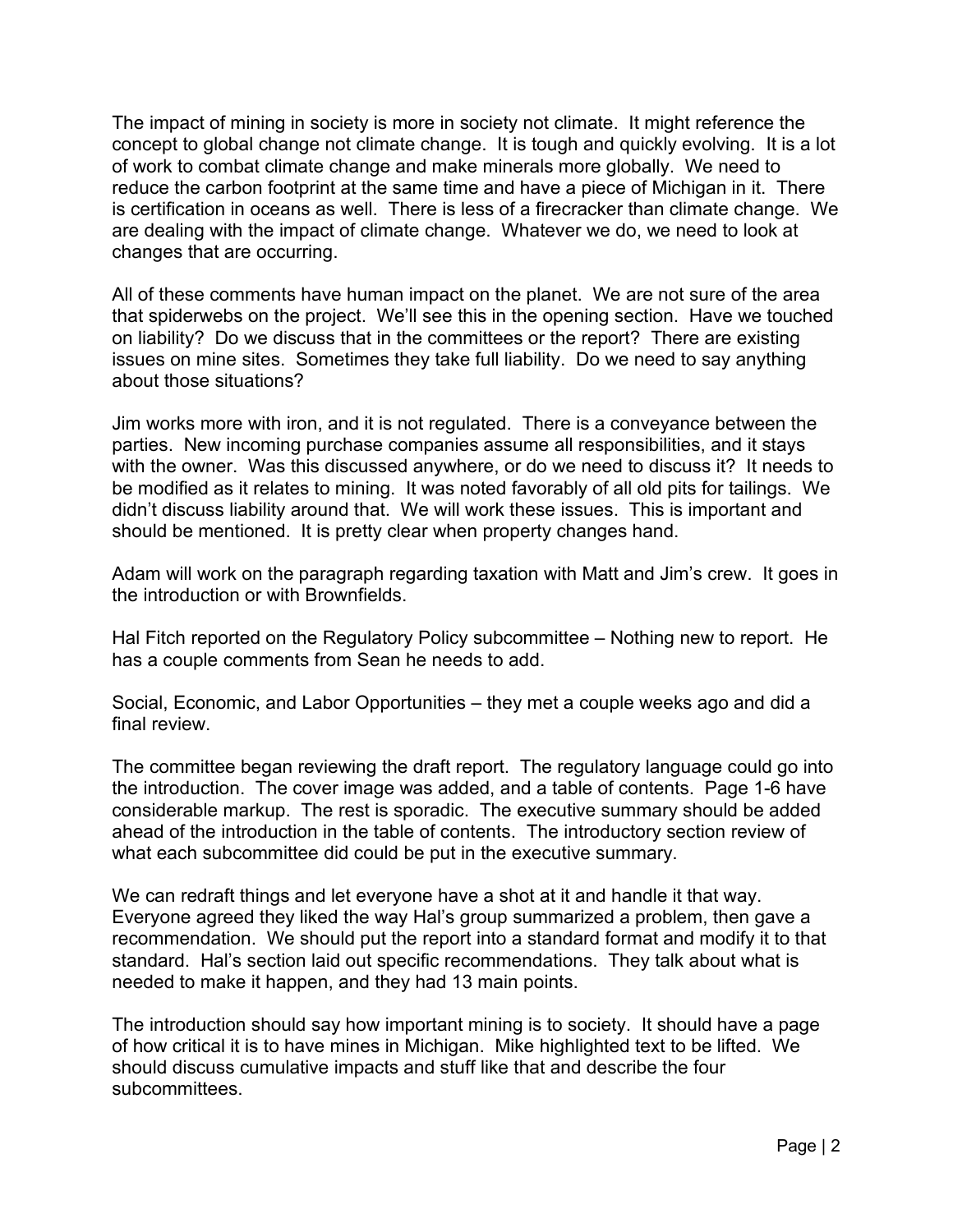The impact of mining in society is more in society not climate. It might reference the concept to global change not climate change. It is tough and quickly evolving. It is a lot of work to combat climate change and make minerals more globally. We need to reduce the carbon footprint at the same time and have a piece of Michigan in it. There is certification in oceans as well. There is less of a firecracker than climate change. We are dealing with the impact of climate change. Whatever we do, we need to look at changes that are occurring.

All of these comments have human impact on the planet. We are not sure of the area that spiderwebs on the project. We'll see this in the opening section. Have we touched on liability? Do we discuss that in the committees or the report? There are existing issues on mine sites. Sometimes they take full liability. Do we need to say anything about those situations?

Jim works more with iron, and it is not regulated. There is a conveyance between the parties. New incoming purchase companies assume all responsibilities, and it stays with the owner. Was this discussed anywhere, or do we need to discuss it? It needs to be modified as it relates to mining. It was noted favorably of all old pits for tailings. We didn't discuss liability around that. We will work these issues. This is important and should be mentioned. It is pretty clear when property changes hand.

Adam will work on the paragraph regarding taxation with Matt and Jim's crew. It goes in the introduction or with Brownfields.

Hal Fitch reported on the Regulatory Policy subcommittee – Nothing new to report. He has a couple comments from Sean he needs to add.

Social, Economic, and Labor Opportunities – they met a couple weeks ago and did a final review.

The committee began reviewing the draft report. The regulatory language could go into the introduction. The cover image was added, and a table of contents. Page 1-6 have considerable markup. The rest is sporadic. The executive summary should be added ahead of the introduction in the table of contents. The introductory section review of what each subcommittee did could be put in the executive summary.

We can redraft things and let everyone have a shot at it and handle it that way. Everyone agreed they liked the way Hal's group summarized a problem, then gave a recommendation. We should put the report into a standard format and modify it to that standard. Hal's section laid out specific recommendations. They talk about what is needed to make it happen, and they had 13 main points.

The introduction should say how important mining is to society. It should have a page of how critical it is to have mines in Michigan. Mike highlighted text to be lifted. We should discuss cumulative impacts and stuff like that and describe the four subcommittees.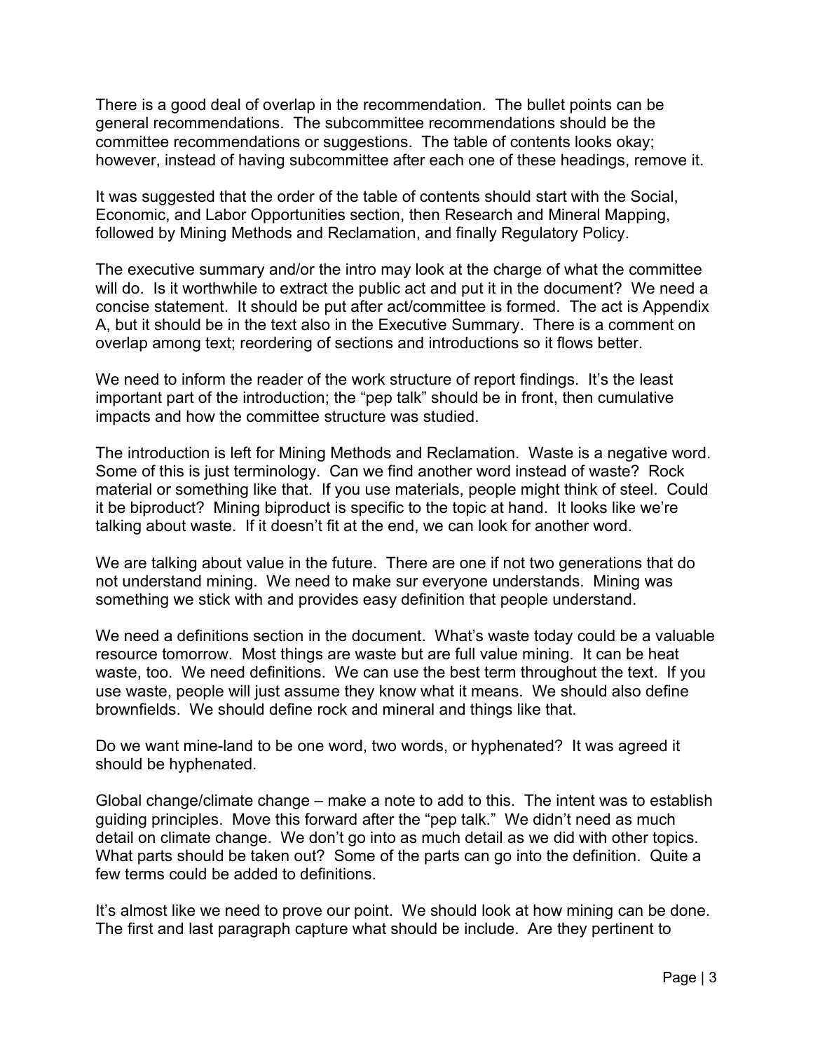There is a good deal of overlap in the recommendation. The bullet points can be general recommendations. The subcommittee recommendations should be the committee recommendations or suggestions. The table of contents looks okay; however, instead of having subcommittee after each one of these headings, remove it.

It was suggested that the order of the table of contents should start with the Social, Economic, and Labor Opportunities section, then Research and Mineral Mapping, followed by Mining Methods and Reclamation, and finally Regulatory Policy.

The executive summary and/or the intro may look at the charge of what the committee will do. Is it worthwhile to extract the public act and put it in the document? We need a concise statement. It should be put after act/committee is formed. The act is Appendix A, but it should be in the text also in the Executive Summary. There is a comment on overlap among text; reordering of sections and introductions so it flows better.

We need to inform the reader of the work structure of report findings. It's the least important part of the introduction; the "pep talk" should be in front, then cumulative impacts and how the committee structure was studied.

The introduction is left for Mining Methods and Reclamation. Waste is a negative word. Some of this is just terminology. Can we find another word instead of waste? Rock material or something like that. If you use materials, people might think of steel. Could it be biproduct? Mining biproduct is specific to the topic at hand. It looks like we're talking about waste. If it doesn't fit at the end, we can look for another word.

We are talking about value in the future. There are one if not two generations that do not understand mining. We need to make sur everyone understands. Mining was something we stick with and provides easy definition that people understand.

We need a definitions section in the document. What's waste today could be a valuable resource tomorrow. Most things are waste but are full value mining. It can be heat waste, too. We need definitions. We can use the best term throughout the text. If you use waste, people will just assume they know what it means. We should also define brownfields. We should define rock and mineral and things like that.

Do we want mine-land to be one word, two words, or hyphenated? It was agreed it should be hyphenated.

Global change/climate change – make a note to add to this. The intent was to establish guiding principles. Move this forward after the "pep talk." We didn't need as much detail on climate change. We don't go into as much detail as we did with other topics. What parts should be taken out? Some of the parts can go into the definition. Quite a few terms could be added to definitions.

It's almost like we need to prove our point. We should look at how mining can be done. The first and last paragraph capture what should be include. Are they pertinent to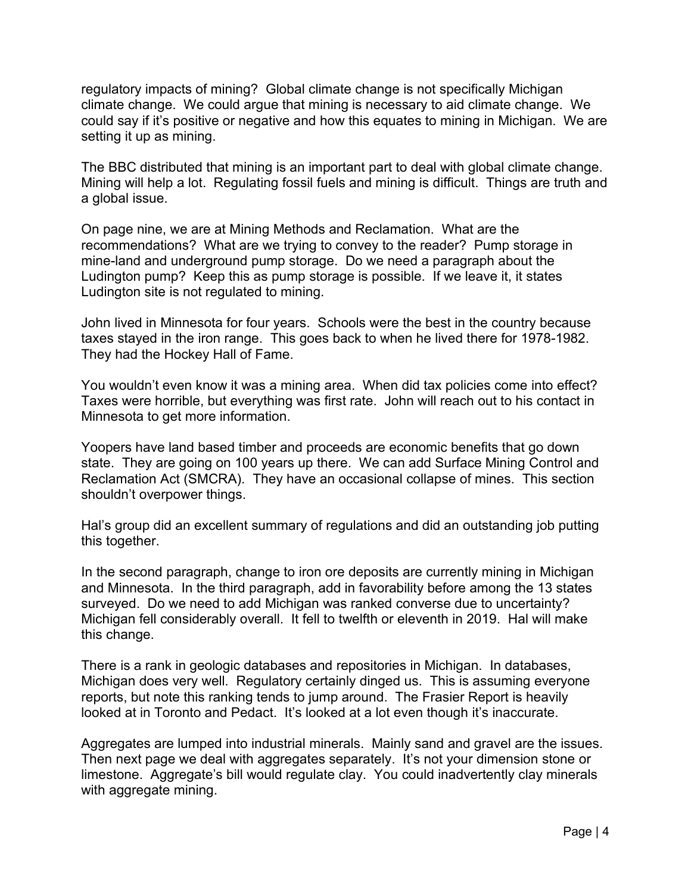regulatory impacts of mining? Global climate change is not specifically Michigan climate change. We could argue that mining is necessary to aid climate change. We could say if it's positive or negative and how this equates to mining in Michigan. We are setting it up as mining.

The BBC distributed that mining is an important part to deal with global climate change. Mining will help a lot. Regulating fossil fuels and mining is difficult. Things are truth and a global issue.

On page nine, we are at Mining Methods and Reclamation. What are the recommendations? What are we trying to convey to the reader? Pump storage in mine-land and underground pump storage. Do we need a paragraph about the Ludington pump? Keep this as pump storage is possible. If we leave it, it states Ludington site is not regulated to mining.

John lived in Minnesota for four years. Schools were the best in the country because taxes stayed in the iron range. This goes back to when he lived there for 1978-1982. They had the Hockey Hall of Fame.

You wouldn't even know it was a mining area. When did tax policies come into effect? Taxes were horrible, but everything was first rate. John will reach out to his contact in Minnesota to get more information.

Yoopers have land based timber and proceeds are economic benefits that go down state. They are going on 100 years up there. We can add Surface Mining Control and Reclamation Act (SMCRA). They have an occasional collapse of mines. This section shouldn't overpower things.

Hal's group did an excellent summary of regulations and did an outstanding job putting this together.

In the second paragraph, change to iron ore deposits are currently mining in Michigan and Minnesota. In the third paragraph, add in favorability before among the 13 states surveyed. Do we need to add Michigan was ranked converse due to uncertainty? Michigan fell considerably overall. It fell to twelfth or eleventh in 2019. Hal will make this change.

There is a rank in geologic databases and repositories in Michigan. In databases, Michigan does very well. Regulatory certainly dinged us. This is assuming everyone reports, but note this ranking tends to jump around. The Frasier Report is heavily looked at in Toronto and Pedact. It's looked at a lot even though it's inaccurate.

Aggregates are lumped into industrial minerals. Mainly sand and gravel are the issues. Then next page we deal with aggregates separately. It's not your dimension stone or limestone. Aggregate's bill would regulate clay. You could inadvertently clay minerals with aggregate mining.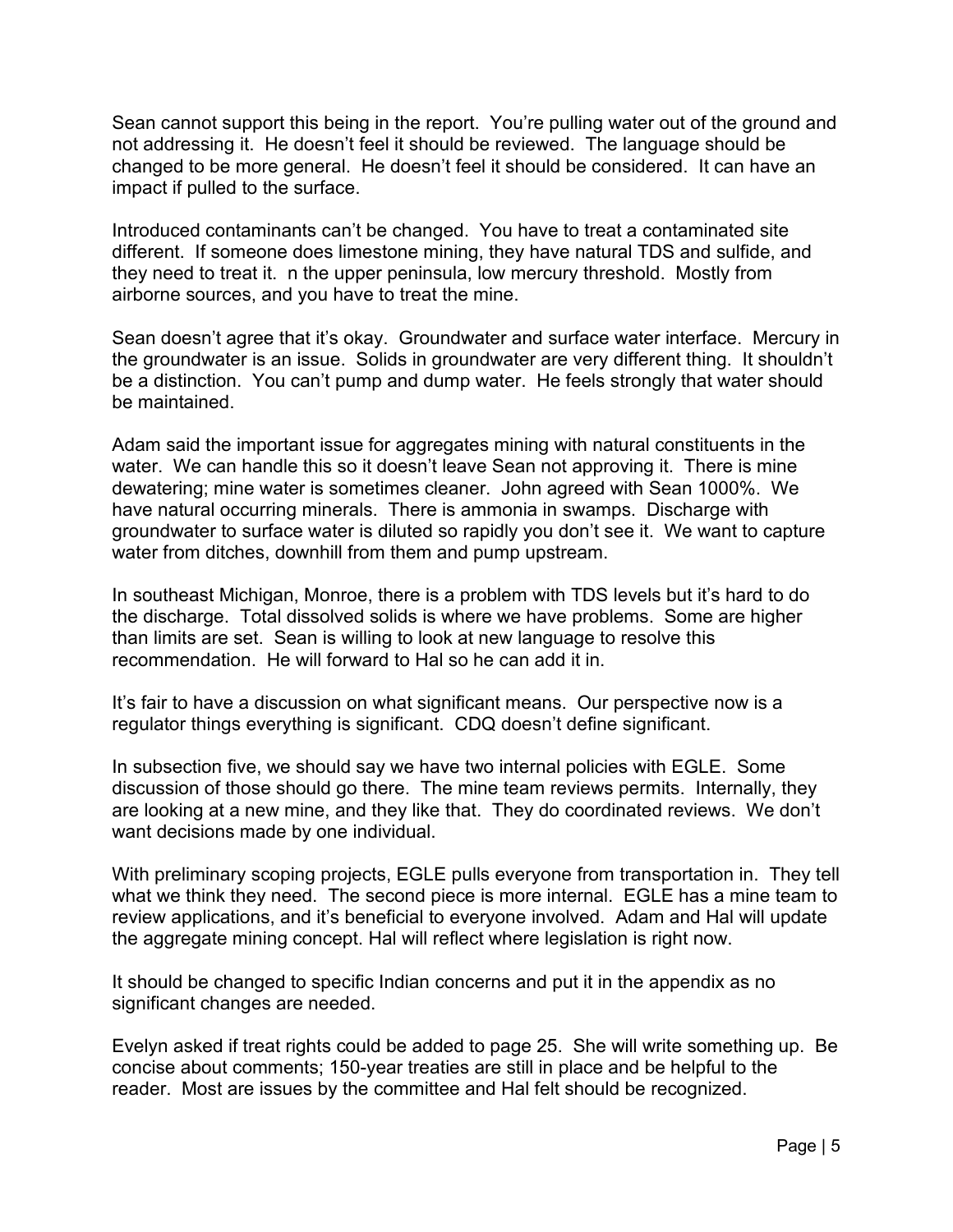Sean cannot support this being in the report. You're pulling water out of the ground and not addressing it. He doesn't feel it should be reviewed. The language should be changed to be more general. He doesn't feel it should be considered. It can have an impact if pulled to the surface.

Introduced contaminants can't be changed. You have to treat a contaminated site different. If someone does limestone mining, they have natural TDS and sulfide, and they need to treat it. n the upper peninsula, low mercury threshold. Mostly from airborne sources, and you have to treat the mine.

Sean doesn't agree that it's okay. Groundwater and surface water interface. Mercury in the groundwater is an issue. Solids in groundwater are very different thing. It shouldn't be a distinction. You can't pump and dump water. He feels strongly that water should be maintained.

Adam said the important issue for aggregates mining with natural constituents in the water. We can handle this so it doesn't leave Sean not approving it. There is mine dewatering; mine water is sometimes cleaner. John agreed with Sean 1000%. We have natural occurring minerals. There is ammonia in swamps. Discharge with groundwater to surface water is diluted so rapidly you don't see it. We want to capture water from ditches, downhill from them and pump upstream.

In southeast Michigan, Monroe, there is a problem with TDS levels but it's hard to do the discharge. Total dissolved solids is where we have problems. Some are higher than limits are set. Sean is willing to look at new language to resolve this recommendation. He will forward to Hal so he can add it in.

It's fair to have a discussion on what significant means. Our perspective now is a regulator things everything is significant. CDQ doesn't define significant.

In subsection five, we should say we have two internal policies with EGLE. Some discussion of those should go there. The mine team reviews permits. Internally, they are looking at a new mine, and they like that. They do coordinated reviews. We don't want decisions made by one individual.

With preliminary scoping projects, EGLE pulls everyone from transportation in. They tell what we think they need. The second piece is more internal. EGLE has a mine team to review applications, and it's beneficial to everyone involved. Adam and Hal will update the aggregate mining concept. Hal will reflect where legislation is right now.

It should be changed to specific Indian concerns and put it in the appendix as no significant changes are needed.

Evelyn asked if treat rights could be added to page 25. She will write something up. Be concise about comments; 150-year treaties are still in place and be helpful to the reader. Most are issues by the committee and Hal felt should be recognized.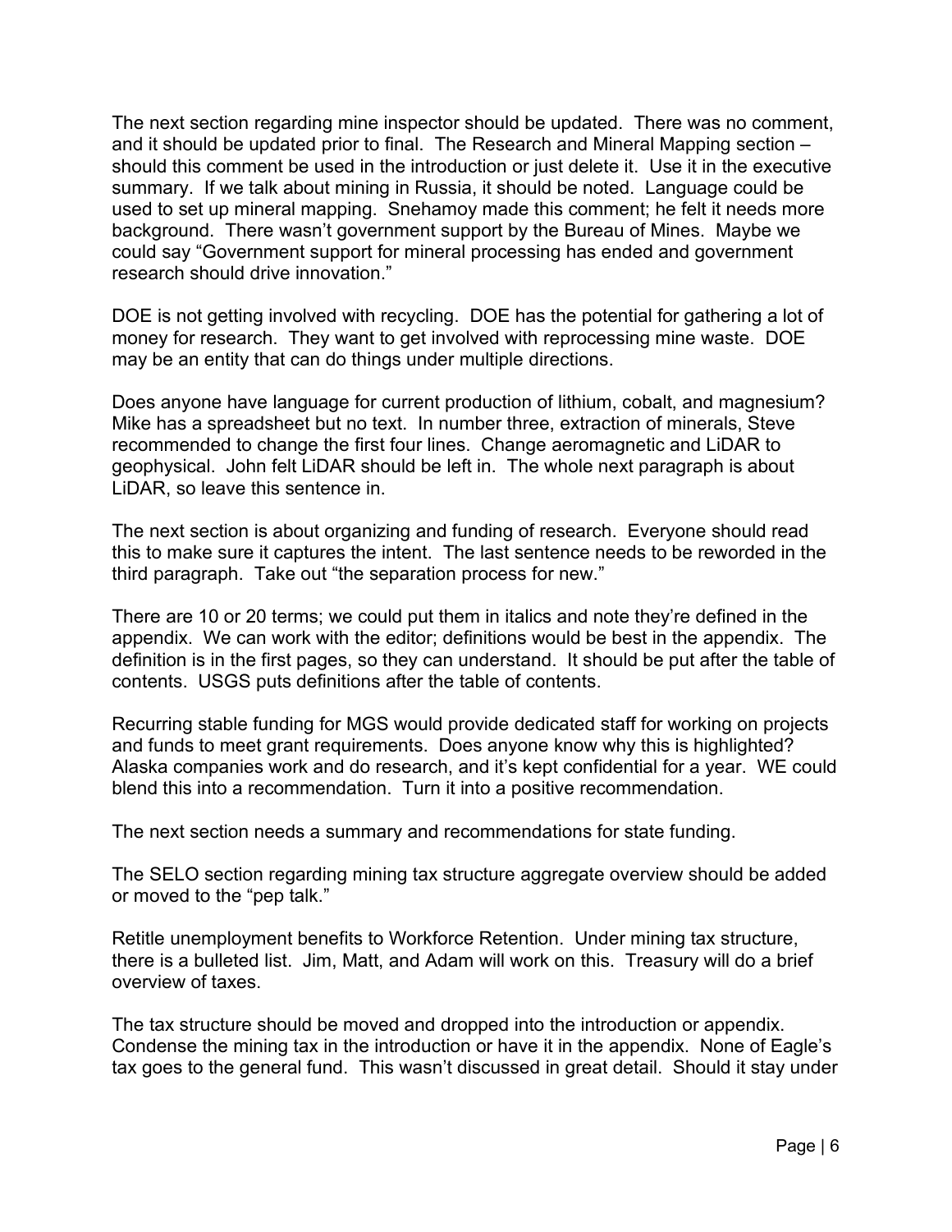The next section regarding mine inspector should be updated. There was no comment, and it should be updated prior to final. The Research and Mineral Mapping section – should this comment be used in the introduction or just delete it. Use it in the executive summary. If we talk about mining in Russia, it should be noted. Language could be used to set up mineral mapping. Snehamoy made this comment; he felt it needs more background. There wasn't government support by the Bureau of Mines. Maybe we could say "Government support for mineral processing has ended and government research should drive innovation."

DOE is not getting involved with recycling. DOE has the potential for gathering a lot of money for research. They want to get involved with reprocessing mine waste. DOE may be an entity that can do things under multiple directions.

Does anyone have language for current production of lithium, cobalt, and magnesium? Mike has a spreadsheet but no text. In number three, extraction of minerals, Steve recommended to change the first four lines. Change aeromagnetic and LiDAR to geophysical. John felt LiDAR should be left in. The whole next paragraph is about LiDAR, so leave this sentence in.

The next section is about organizing and funding of research. Everyone should read this to make sure it captures the intent. The last sentence needs to be reworded in the third paragraph. Take out "the separation process for new."

There are 10 or 20 terms; we could put them in italics and note they're defined in the appendix. We can work with the editor; definitions would be best in the appendix. The definition is in the first pages, so they can understand. It should be put after the table of contents. USGS puts definitions after the table of contents.

Recurring stable funding for MGS would provide dedicated staff for working on projects and funds to meet grant requirements. Does anyone know why this is highlighted? Alaska companies work and do research, and it's kept confidential for a year. WE could blend this into a recommendation. Turn it into a positive recommendation.

The next section needs a summary and recommendations for state funding.

The SELO section regarding mining tax structure aggregate overview should be added or moved to the "pep talk."

Retitle unemployment benefits to Workforce Retention. Under mining tax structure, there is a bulleted list. Jim, Matt, and Adam will work on this. Treasury will do a brief overview of taxes.

The tax structure should be moved and dropped into the introduction or appendix. Condense the mining tax in the introduction or have it in the appendix. None of Eagle's tax goes to the general fund. This wasn't discussed in great detail. Should it stay under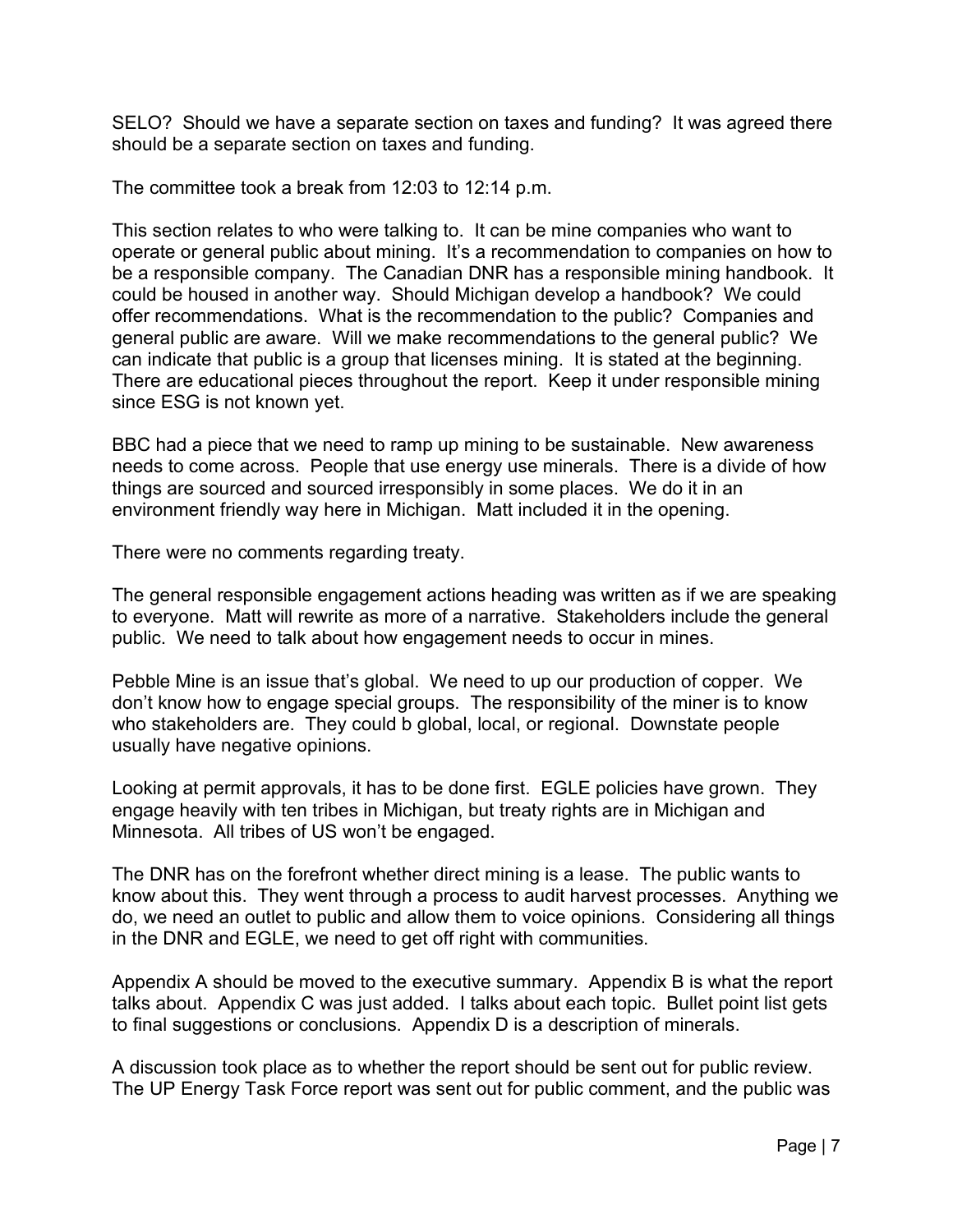SELO? Should we have a separate section on taxes and funding? It was agreed there should be a separate section on taxes and funding.

The committee took a break from 12:03 to 12:14 p.m.

This section relates to who were talking to. It can be mine companies who want to operate or general public about mining. It's a recommendation to companies on how to be a responsible company. The Canadian DNR has a responsible mining handbook. It could be housed in another way. Should Michigan develop a handbook? We could offer recommendations. What is the recommendation to the public? Companies and general public are aware. Will we make recommendations to the general public? We can indicate that public is a group that licenses mining. It is stated at the beginning. There are educational pieces throughout the report. Keep it under responsible mining since ESG is not known yet.

BBC had a piece that we need to ramp up mining to be sustainable. New awareness needs to come across. People that use energy use minerals. There is a divide of how things are sourced and sourced irresponsibly in some places. We do it in an environment friendly way here in Michigan. Matt included it in the opening.

There were no comments regarding treaty.

The general responsible engagement actions heading was written as if we are speaking to everyone. Matt will rewrite as more of a narrative. Stakeholders include the general public. We need to talk about how engagement needs to occur in mines.

Pebble Mine is an issue that's global. We need to up our production of copper. We don't know how to engage special groups. The responsibility of the miner is to know who stakeholders are. They could b global, local, or regional. Downstate people usually have negative opinions.

Looking at permit approvals, it has to be done first. EGLE policies have grown. They engage heavily with ten tribes in Michigan, but treaty rights are in Michigan and Minnesota. All tribes of US won't be engaged.

The DNR has on the forefront whether direct mining is a lease. The public wants to know about this. They went through a process to audit harvest processes. Anything we do, we need an outlet to public and allow them to voice opinions. Considering all things in the DNR and EGLE, we need to get off right with communities.

Appendix A should be moved to the executive summary. Appendix B is what the report talks about. Appendix C was just added. I talks about each topic. Bullet point list gets to final suggestions or conclusions. Appendix D is a description of minerals.

A discussion took place as to whether the report should be sent out for public review. The UP Energy Task Force report was sent out for public comment, and the public was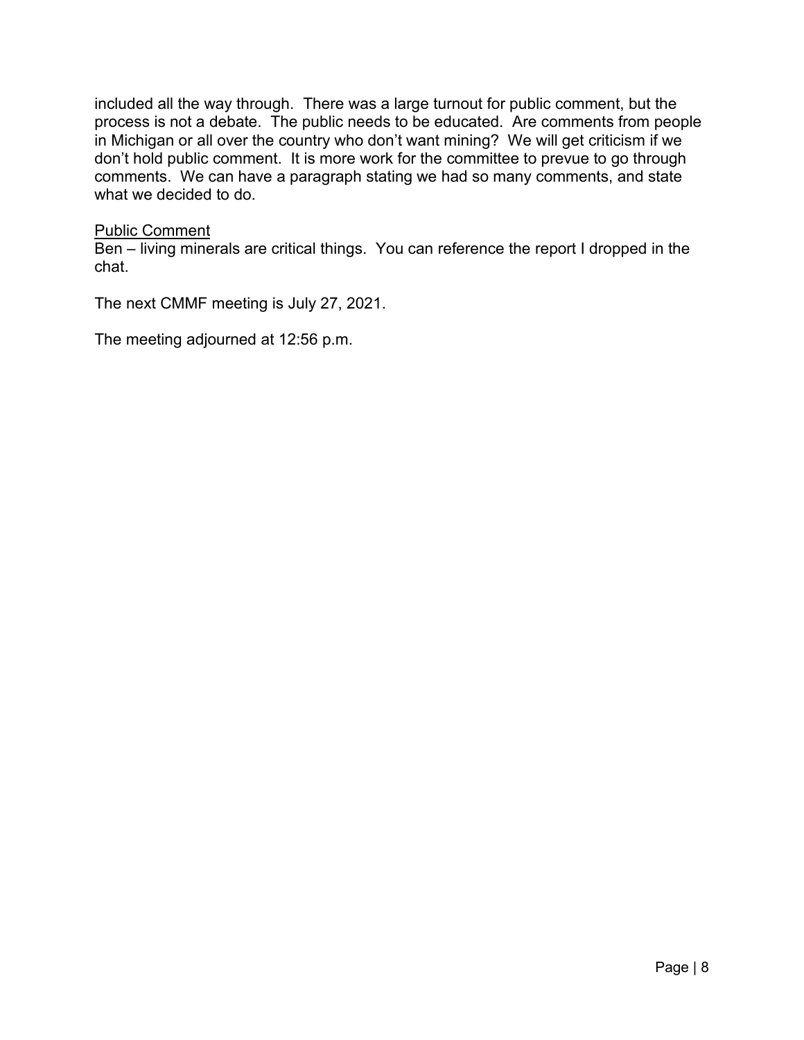included all the way through. There was a large turnout for public comment, but the process is not a debate. The public needs to be educated. Are comments from people in Michigan or all over the country who don't want mining? We will get criticism if we don't hold public comment. It is more work for the committee to prevue to go through comments. We can have a paragraph stating we had so many comments, and state what we decided to do.

<u>Public Comment</u>

Ben – living minerals are critical things. You can reference the report I dropped in the chat.

The next CMMF meeting is July 27, 2021.

The meeting adjourned at 12:56 p.m.